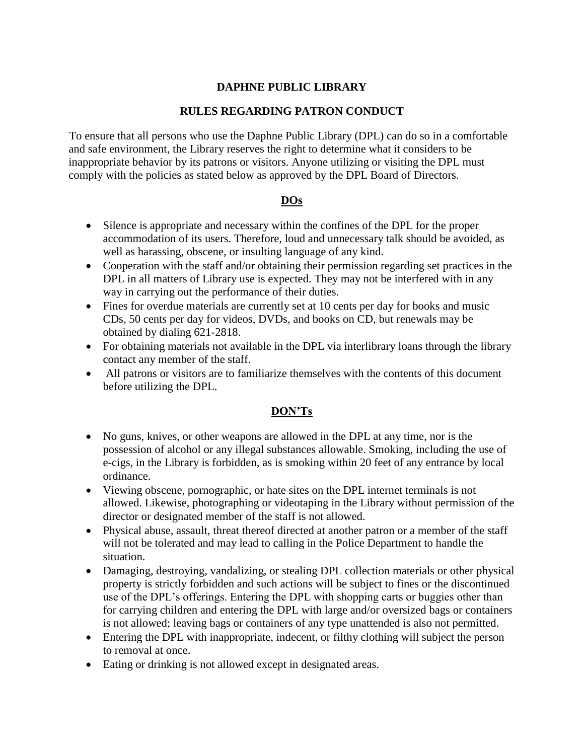# DAPHNE PUBLIC LIBRARY

## RULES REGARDING PATRON CONDUCT

To ensure that all persons who use the Daphne Public Library (DPL) can do so in a comfortable and safe environment, the Library reserves the right to determine what it considers to be inappropriate behavior by its patrons or visitors. Anyone utilizing or visiting the DPL must comply with the policies as stated below as approved by the DPL Board of Directors.

### DOs

- Silence is appropriate and necessary within the confines of the DPL for the proper accommodation of its users. Therefore, loud and unnecessary talk should be avoided, as well as harassing, obscene, or insulting language of any kind.
- Cooperation with the staff and/or obtaining their permission regarding set practices in the DPL in all matters of Library use is expected. They may not be interfered with in any way in carrying out the performance of their duties.
- Fines for overdue materials are currently set at 10 cents per day for books and music CDs, 50 cents per day for videos, DVDs, and books on CD, but renewals may be obtained by dialing 621-2818.
- For obtaining materials not available in the DPL via interlibrary loans through the library contact any member of the staff.
- All patrons or visitors are to familiarize themselves with the contents of this document before utilizing the DPL.

### DON'Ts

- No guns, knives, or other weapons are allowed in the DPL at any time, nor is the possession of alcohol or any illegal substances allowable. Smoking, including the use of e-cigs, in the Library is forbidden, as is smoking within 20 feet of any entrance by local ordinance.
- Viewing obscene, pornographic, or hate sites on the DPL internet terminals is not allowed. Likewise, photographing or videotaping in the Library without permission of the director or designated member of the staff is not allowed.
- Physical abuse, assault, threat thereof directed at another patron or a member of the staff will not be tolerated and may lead to calling in the Police Department to handle the situation.
- Damaging, destroying, vandalizing, or stealing DPL collection materials or other physical property is strictly forbidden and such actions will be subject to fines or the discontinued use of the DPL's offerings. Entering the DPL with shopping carts or buggies other than for carrying children and entering the DPL with large and/or oversized bags or containers is not allowed; leaving bags or containers of any type unattended is also not permitted.
- Entering the DPL with inappropriate, indecent, or filthy clothing will subject the person to removal at once.
- Eating or drinking is not allowed except in designated areas.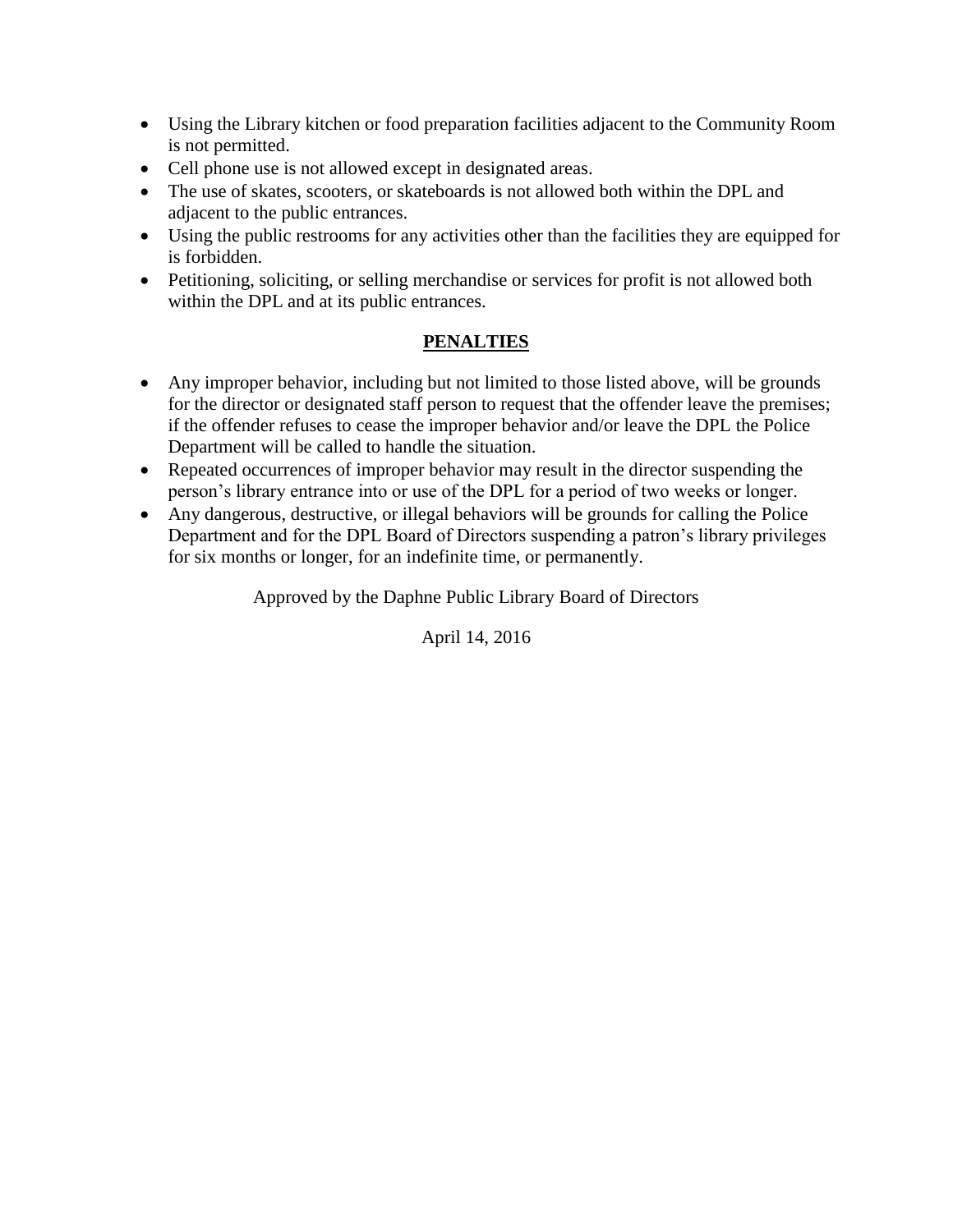- Using the Library kitchen or food preparation facilities adjacent to the Community Room is not permitted.
- Cell phone use is not allowed except in designated areas.
- The use of skates, scooters, or skateboards is not allowed both within the DPL and adjacent to the public entrances.
- Using the public restrooms for any activities other than the facilities they are equipped for is forbidden.
- Petitioning, soliciting, or selling merchandise or services for profit is not allowed both within the DPL and at its public entrances.

## **PENALTIES**

- Any improper behavior, including but not limited to those listed above, will be grounds for the director or designated staff person to request that the offender leave the premises; if the offender refuses to cease the improper behavior and/or leave the DPL the Police Department will be called to handle the situation.
- Repeated occurrences of improper behavior may result in the director suspending the person's library entrance into or use of the DPL for a period of two weeks or longer.
- Any dangerous, destructive, or illegal behaviors will be grounds for calling the Police Department and for the DPL Board of Directors suspending a patron's library privileges for six months or longer, for an indefinite time, or permanently.

Approved by the Daphne Public Library Board of Directors

April 14, 2016